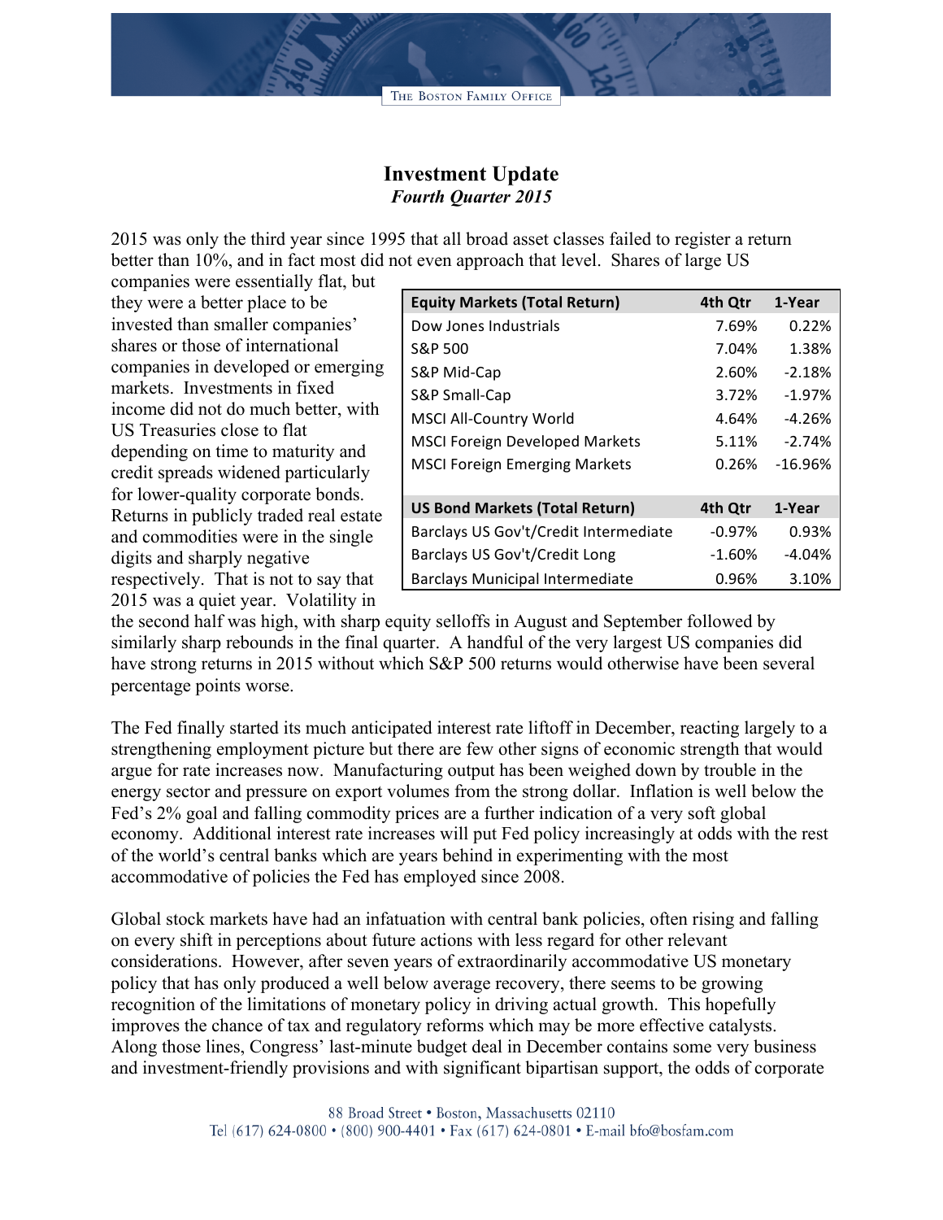# Investment Update

***Fourth Quarter 2015***

2015 was only the third year since 1995 that all broad asset classes failed to register a return better than 10%, and in fact most did not even approach that level. Shares of large US companies were essentially flat, but they were a better place to be invested than smaller companies' shares or those of international companies in developed or emerging markets. Investments in fixed income did not do much better, with US Treasuries close to flat depending on time to maturity and credit spreads widened particularly for lower-quality corporate bonds. Returns in publicly traded real estate and commodities were in the single digits and sharply negative respectively. That is not to say that 2015 was a quiet year. Volatility in the second half was high, with sharp equity selloffs in August and September followed by similarly sharp rebounds in the final quarter. A handful of the very largest US companies did have strong returns in 2015 without which S&P 500 returns would otherwise have been several percentage points worse.

| Equity Markets (Total Return) | 4th Qtr | 1-Year |
|---|---|---|
| Dow Jones Industrials | 7.69% | 0.22% |
| S&P 500 | 7.04% | 1.38% |
| S&P Mid-Cap | 2.60% | -2.18% |
| S&P Small-Cap | 3.72% | -1.97% |
| MSCI All-Country World | 4.64% | -4.26% |
| MSCI Foreign Developed Markets | 5.11% | -2.74% |
| MSCI Foreign Emerging Markets | 0.26% | -16.96% |
| | | |
| **US Bond Markets (Total Return)** | **4th Qtr** | **1-Year** |
| Barclays US Gov't/Credit Intermediate | -0.97% | 0.93% |
| Barclays US Gov't/Credit Long | -1.60% | -4.04% |
| Barclays Municipal Intermediate | 0.96% | 3.10% |

The Fed finally started its much anticipated interest rate liftoff in December, reacting largely to a strengthening employment picture but there are few other signs of economic strength that would argue for rate increases now. Manufacturing output has been weighed down by trouble in the energy sector and pressure on export volumes from the strong dollar. Inflation is well below the Fed's 2% goal and falling commodity prices are a further indication of a very soft global economy. Additional interest rate increases will put Fed policy increasingly at odds with the rest of the world's central banks which are years behind in experimenting with the most accommodative of policies the Fed has employed since 2008.

Global stock markets have had an infatuation with central bank policies, often rising and falling on every shift in perceptions about future actions with less regard for other relevant considerations. However, after seven years of extraordinarily accommodative US monetary policy that has only produced a well below average recovery, there seems to be growing recognition of the limitations of monetary policy in driving actual growth. This hopefully improves the chance of tax and regulatory reforms which may be more effective catalysts. Along those lines, Congress' last-minute budget deal in December contains some very business and investment-friendly provisions and with significant bipartisan support, the odds of corporate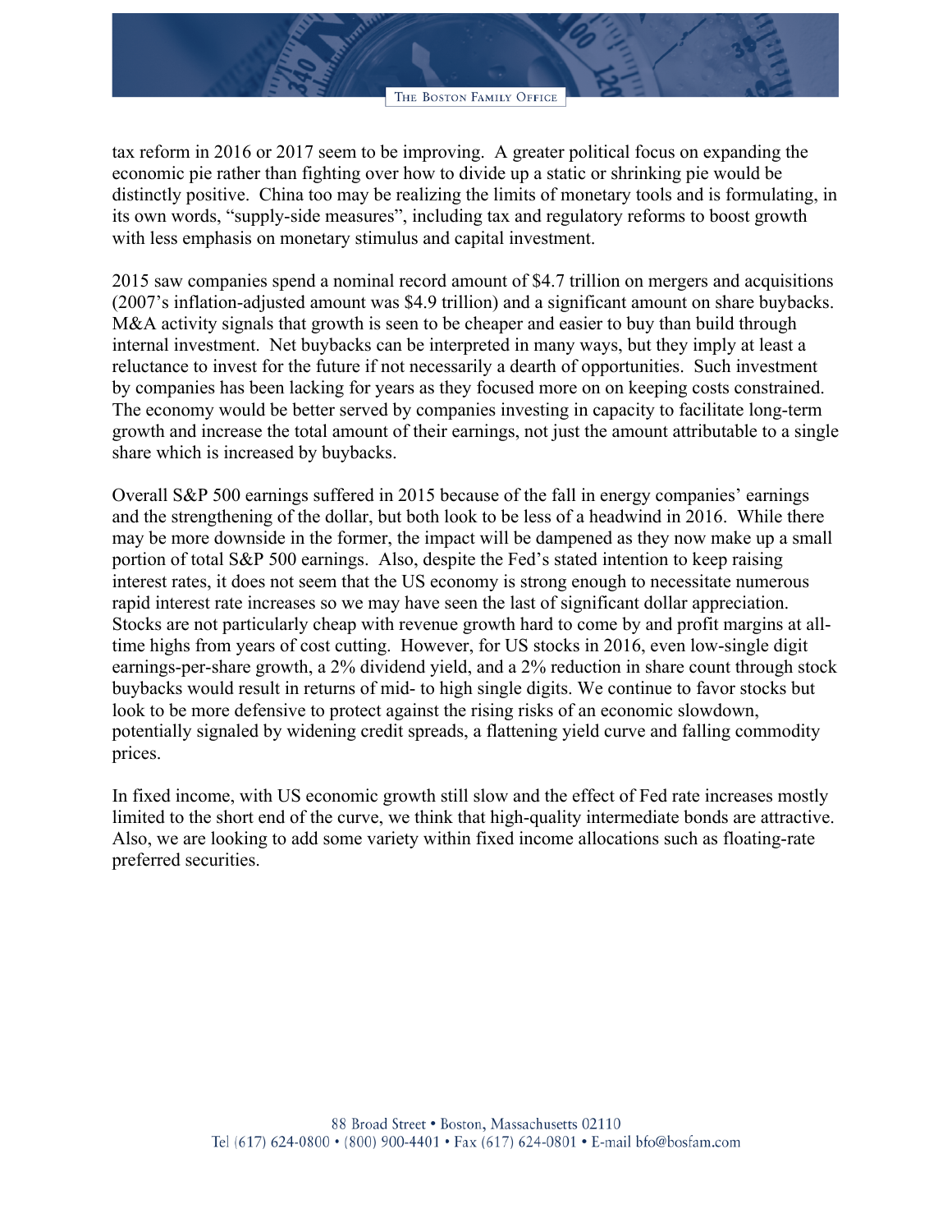tax reform in 2016 or 2017 seem to be improving. A greater political focus on expanding the economic pie rather than fighting over how to divide up a static or shrinking pie would be distinctly positive. China too may be realizing the limits of monetary tools and is formulating, in its own words, "supply-side measures", including tax and regulatory reforms to boost growth with less emphasis on monetary stimulus and capital investment.

2015 saw companies spend a nominal record amount of $4.7 trillion on mergers and acquisitions (2007's inflation-adjusted amount was $4.9 trillion) and a significant amount on share buybacks. M&A activity signals that growth is seen to be cheaper and easier to buy than build through internal investment. Net buybacks can be interpreted in many ways, but they imply at least a reluctance to invest for the future if not necessarily a dearth of opportunities. Such investment by companies has been lacking for years as they focused more on on keeping costs constrained. The economy would be better served by companies investing in capacity to facilitate long-term growth and increase the total amount of their earnings, not just the amount attributable to a single share which is increased by buybacks.

Overall S&P 500 earnings suffered in 2015 because of the fall in energy companies' earnings and the strengthening of the dollar, but both look to be less of a headwind in 2016. While there may be more downside in the former, the impact will be dampened as they now make up a small portion of total S&P 500 earnings. Also, despite the Fed's stated intention to keep raising interest rates, it does not seem that the US economy is strong enough to necessitate numerous rapid interest rate increases so we may have seen the last of significant dollar appreciation. Stocks are not particularly cheap with revenue growth hard to come by and profit margins at all-time highs from years of cost cutting. However, for US stocks in 2016, even low-single digit earnings-per-share growth, a 2% dividend yield, and a 2% reduction in share count through stock buybacks would result in returns of mid- to high single digits. We continue to favor stocks but look to be more defensive to protect against the rising risks of an economic slowdown, potentially signaled by widening credit spreads, a flattening yield curve and falling commodity prices.

In fixed income, with US economic growth still slow and the effect of Fed rate increases mostly limited to the short end of the curve, we think that high-quality intermediate bonds are attractive. Also, we are looking to add some variety within fixed income allocations such as floating-rate preferred securities.